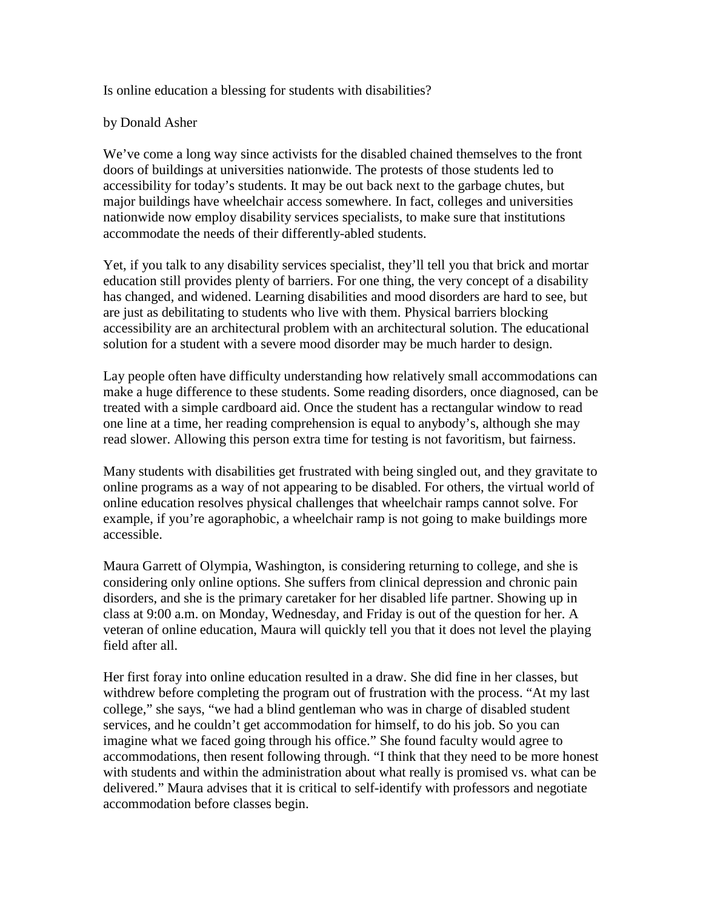# Is online education a blessing for students with disabilities?

by Donald Asher

We've come a long way since activists for the disabled chained themselves to the front doors of buildings at universities nationwide. The protests of those students led to accessibility for today's students. It may be out back next to the garbage chutes, but major buildings have wheelchair access somewhere. In fact, colleges and universities nationwide now employ disability services specialists, to make sure that institutions accommodate the needs of their differently-abled students.

Yet, if you talk to any disability services specialist, they'll tell you that brick and mortar education still provides plenty of barriers. For one thing, the very concept of a disability has changed, and widened. Learning disabilities and mood disorders are hard to see, but are just as debilitating to students who live with them. Physical barriers blocking accessibility are an architectural problem with an architectural solution. The educational solution for a student with a severe mood disorder may be much harder to design.

Lay people often have difficulty understanding how relatively small accommodations can make a huge difference to these students. Some reading disorders, once diagnosed, can be treated with a simple cardboard aid. Once the student has a rectangular window to read one line at a time, her reading comprehension is equal to anybody's, although she may read slower. Allowing this person extra time for testing is not favoritism, but fairness.

Many students with disabilities get frustrated with being singled out, and they gravitate to online programs as a way of not appearing to be disabled. For others, the virtual world of online education resolves physical challenges that wheelchair ramps cannot solve. For example, if you're agoraphobic, a wheelchair ramp is not going to make buildings more accessible.

Maura Garrett of Olympia, Washington, is considering returning to college, and she is considering only online options. She suffers from clinical depression and chronic pain disorders, and she is the primary caretaker for her disabled life partner. Showing up in class at 9:00 a.m. on Monday, Wednesday, and Friday is out of the question for her. A veteran of online education, Maura will quickly tell you that it does not level the playing field after all.

Her first foray into online education resulted in a draw. She did fine in her classes, but withdrew before completing the program out of frustration with the process. "At my last college," she says, "we had a blind gentleman who was in charge of disabled student services, and he couldn't get accommodation for himself, to do his job. So you can imagine what we faced going through his office." She found faculty would agree to accommodations, then resent following through. "I think that they need to be more honest with students and within the administration about what really is promised vs. what can be delivered." Maura advises that it is critical to self-identify with professors and negotiate accommodation before classes begin.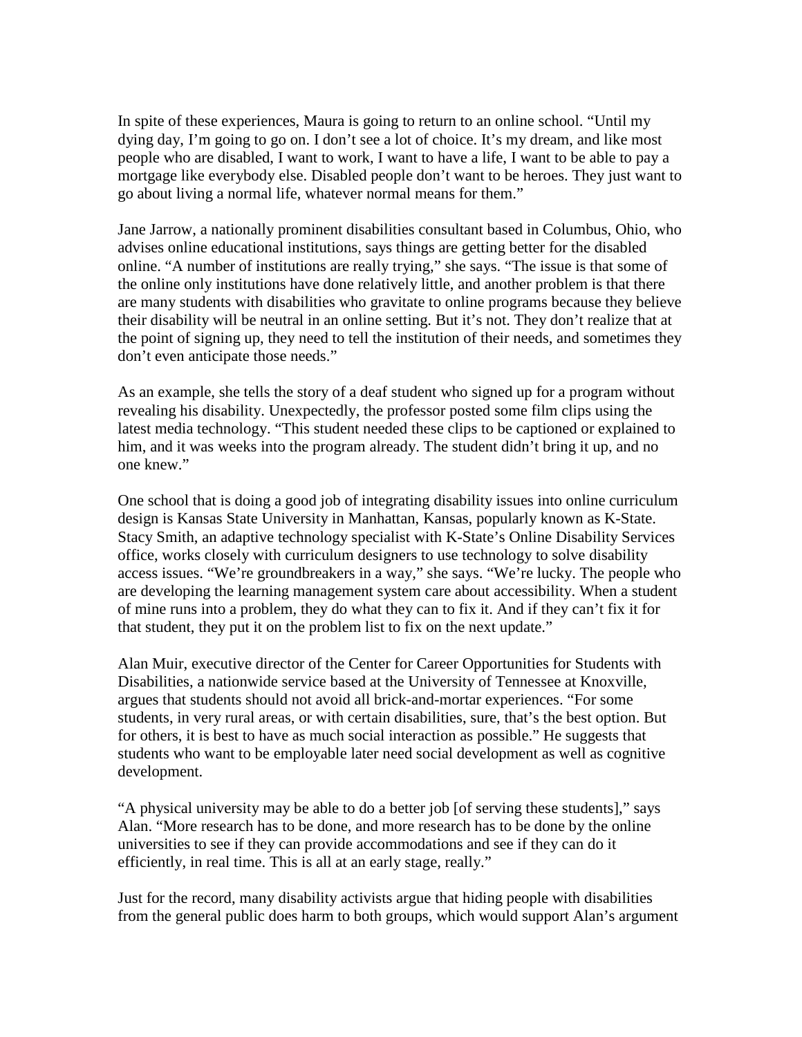In spite of these experiences, Maura is going to return to an online school. "Until my dying day, I'm going to go on. I don't see a lot of choice. It's my dream, and like most people who are disabled, I want to work, I want to have a life, I want to be able to pay a mortgage like everybody else. Disabled people don't want to be heroes. They just want to go about living a normal life, whatever normal means for them."

Jane Jarrow, a nationally prominent disabilities consultant based in Columbus, Ohio, who advises online educational institutions, says things are getting better for the disabled online. "A number of institutions are really trying," she says. "The issue is that some of the online only institutions have done relatively little, and another problem is that there are many students with disabilities who gravitate to online programs because they believe their disability will be neutral in an online setting. But it's not. They don't realize that at the point of signing up, they need to tell the institution of their needs, and sometimes they don't even anticipate those needs."

As an example, she tells the story of a deaf student who signed up for a program without revealing his disability. Unexpectedly, the professor posted some film clips using the latest media technology. "This student needed these clips to be captioned or explained to him, and it was weeks into the program already. The student didn't bring it up, and no one knew."

One school that is doing a good job of integrating disability issues into online curriculum design is Kansas State University in Manhattan, Kansas, popularly known as K-State. Stacy Smith, an adaptive technology specialist with K-State's Online Disability Services office, works closely with curriculum designers to use technology to solve disability access issues. "We're groundbreakers in a way," she says. "We're lucky. The people who are developing the learning management system care about accessibility. When a student of mine runs into a problem, they do what they can to fix it. And if they can't fix it for that student, they put it on the problem list to fix on the next update."

Alan Muir, executive director of the Center for Career Opportunities for Students with Disabilities, a nationwide service based at the University of Tennessee at Knoxville, argues that students should not avoid all brick-and-mortar experiences. "For some students, in very rural areas, or with certain disabilities, sure, that's the best option. But for others, it is best to have as much social interaction as possible." He suggests that students who want to be employable later need social development as well as cognitive development.

"A physical university may be able to do a better job [of serving these students]," says Alan. "More research has to be done, and more research has to be done by the online universities to see if they can provide accommodations and see if they can do it efficiently, in real time. This is all at an early stage, really."

Just for the record, many disability activists argue that hiding people with disabilities from the general public does harm to both groups, which would support Alan's argument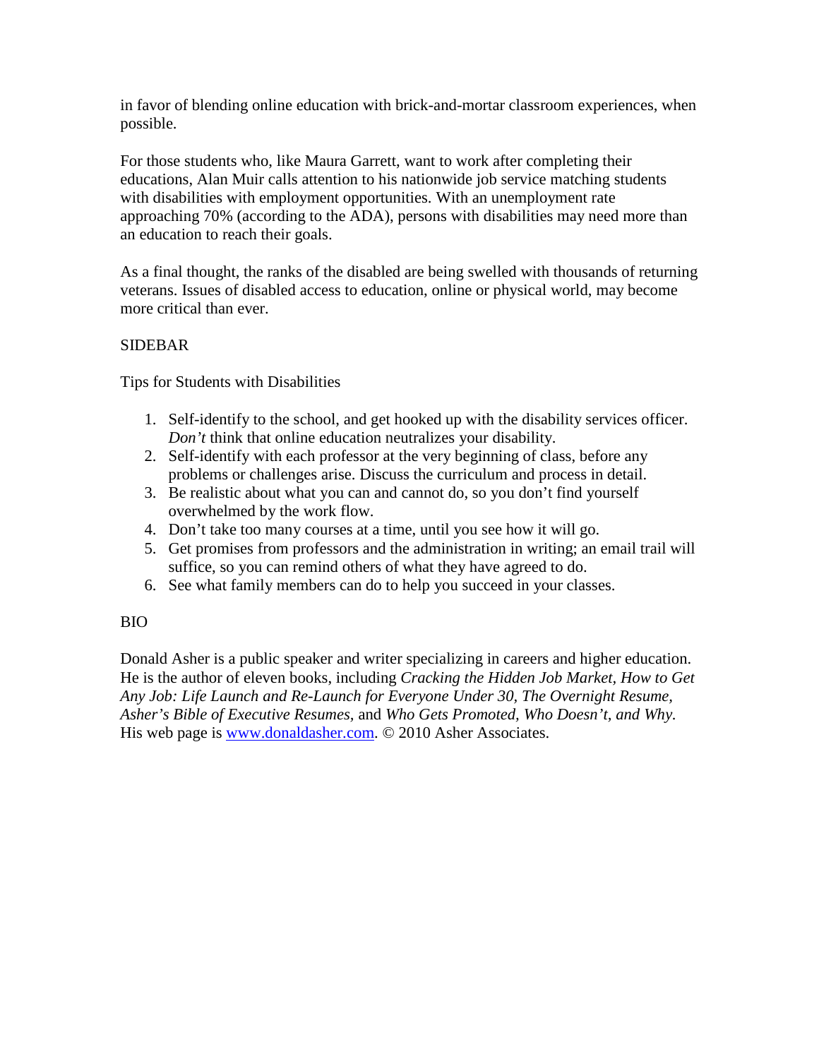in favor of blending online education with brick-and-mortar classroom experiences, when possible.

For those students who, like Maura Garrett, want to work after completing their educations, Alan Muir calls attention to his nationwide job service matching students with disabilities with employment opportunities. With an unemployment rate approaching 70% (according to the ADA), persons with disabilities may need more than an education to reach their goals.

As a final thought, the ranks of the disabled are being swelled with thousands of returning veterans. Issues of disabled access to education, online or physical world, may become more critical than ever.

SIDEBAR

Tips for Students with Disabilities

1. Self-identify to the school, and get hooked up with the disability services officer. *Don't* think that online education neutralizes your disability.
2. Self-identify with each professor at the very beginning of class, before any problems or challenges arise. Discuss the curriculum and process in detail.
3. Be realistic about what you can and cannot do, so you don't find yourself overwhelmed by the work flow.
4. Don't take too many courses at a time, until you see how it will go.
5. Get promises from professors and the administration in writing; an email trail will suffice, so you can remind others of what they have agreed to do.
6. See what family members can do to help you succeed in your classes.

BIO

Donald Asher is a public speaker and writer specializing in careers and higher education. He is the author of eleven books, including *Cracking the Hidden Job Market, How to Get Any Job: Life Launch and Re-Launch for Everyone Under 30, The Overnight Resume, Asher's Bible of Executive Resumes,* and *Who Gets Promoted, Who Doesn't, and Why.* His web page is [www.donaldasher.com](http://www.donaldasher.com). © 2010 Asher Associates.